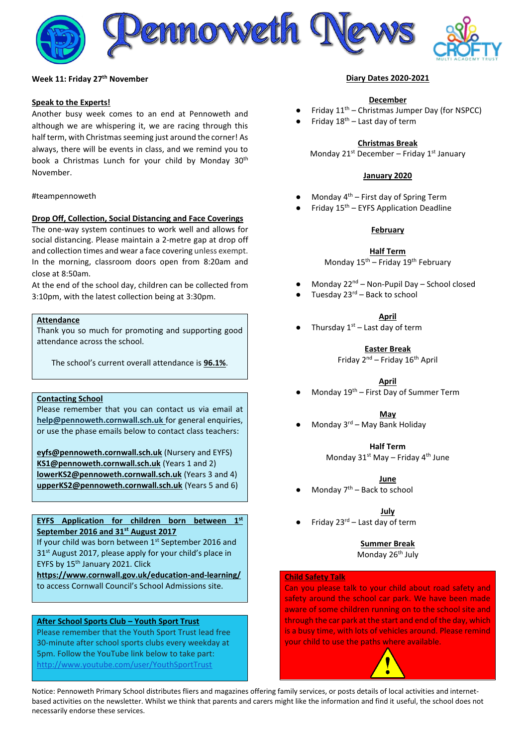# Pennoweth News

Week 11: Friday 27th November

### Speak to the Experts!

Another busy week comes to an end at Pennoweth and although we are whispering it, we are racing through this half term, with Christmas seeming just around the corner! As always, there will be events in class, and we remind you to book a Christmas Lunch for your child by Monday 30th November.

#teampennoweth

### Drop Off, Collection, Social Distancing and Face Coverings

The one-way system continues to work well and allows for social distancing. Please maintain a 2-metre gap at drop off and collection times and wear a face covering unless exempt. In the morning, classroom doors open from 8:20am and close at 8:50am.

At the end of the school day, children can be collected from 3:10pm, with the latest collection being at 3:30pm.

### Attendance

Thank you so much for promoting and supporting good attendance across the school.

The school's current overall attendance is **96.1%**.

### Contacting School

Please remember that you can contact us via email at **help@pennoweth.cornwall.sch.uk** for general enquiries, or use the phase emails below to contact class teachers:

**eyfs@pennoweth.cornwall.sch.uk** (Nursery and EYFS)
**KS1@pennoweth.cornwall.sch.uk** (Years 1 and 2)
**lowerKS2@pennoweth.cornwall.sch.uk** (Years 3 and 4)
**upperKS2@pennoweth.cornwall.sch.uk** (Years 5 and 6)

### EYFS Application for children born between 1st September 2016 and 31st August 2017

If your child was born between 1st September 2016 and 31st August 2017, please apply for your child's place in EYFS by 15th January 2021. Click **https://www.cornwall.gov.uk/education-and-learning/** to access Cornwall Council's School Admissions site.

### After School Sports Club – Youth Sport Trust

Please remember that the Youth Sport Trust lead free 30-minute after school sports clubs every weekday at 5pm. Follow the YouTube link below to take part:
http://www.youtube.com/user/YouthSportTrust

## Diary Dates 2020-2021

**December**

- Friday 11th – Christmas Jumper Day (for NSPCC)
- Friday 18th – Last day of term

**Christmas Break**
Monday 21st December – Friday 1st January

**January 2020**

- Monday 4th – First day of Spring Term
- Friday 15th – EYFS Application Deadline

**February**

**Half Term**
Monday 15th – Friday 19th February

- Monday 22nd – Non-Pupil Day – School closed
- Tuesday 23rd – Back to school

**April**

- Thursday 1st – Last day of term

**Easter Break**
Friday 2nd – Friday 16th April

**April**

- Monday 19th – First Day of Summer Term

**May**

- Monday 3rd – May Bank Holiday

**Half Term**
Monday 31st May – Friday 4th June

**June**

- Monday 7th – Back to school

**July**

- Friday 23rd – Last day of term

**Summer Break**
Monday 26th July

### Child Safety Talk

Can you please talk to your child about road safety and safety around the school car park. We have been made aware of some children running on to the school site and through the car park at the start and end of the day, which is a busy time, with lots of vehicles around. Please remind your child to use the paths where available.

Notice: Pennoweth Primary School distributes fliers and magazines offering family services, or posts details of local activities and internet-based activities on the newsletter. Whilst we think that parents and carers might like the information and find it useful, the school does not necessarily endorse these services.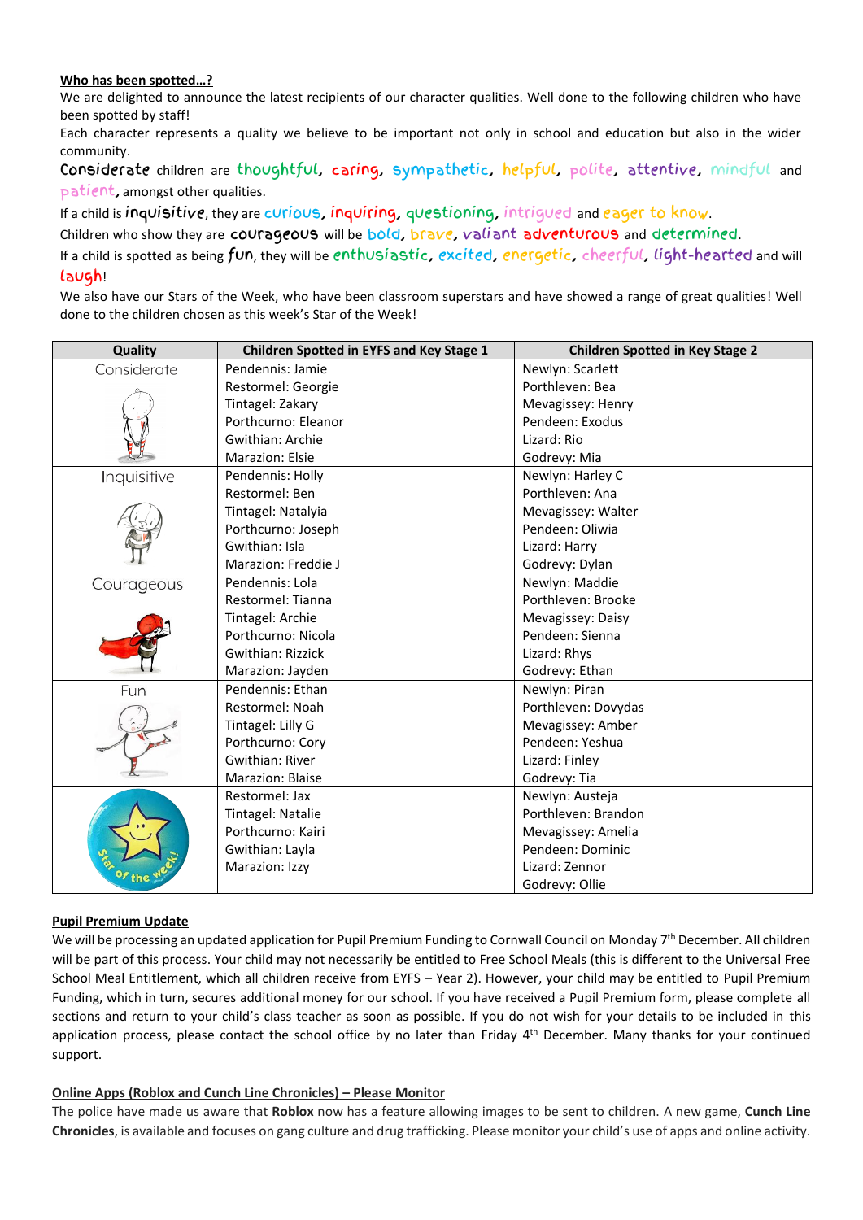**Who has been spotted…?**

We are delighted to announce the latest recipients of our character qualities. Well done to the following children who have been spotted by staff!

Each character represents a quality we believe to be important not only in school and education but also in the wider community.

Considerate children are thoughtful, caring, sympathetic, helpful, polite, attentive, mindful and patient, amongst other qualities.

If a child is inquisitive, they are curious, inquiring, questioning, intrigued and eager to know.

Children who show they are courageous will be bold, brave, valiant adventurous and determined.

If a child is spotted as being fun, they will be enthusiastic, excited, energetic, cheerful, light-hearted and will laugh!

We also have our Stars of the Week, who have been classroom superstars and have showed a range of great qualities! Well done to the children chosen as this week's Star of the Week!

| Quality | Children Spotted in EYFS and Key Stage 1 | Children Spotted in Key Stage 2 |
|---|---|---|
| Considerate | Pendennis: Jamie<br>Restormel: Georgie<br>Tintagel: Zakary<br>Porthcurno: Eleanor<br>Gwithian: Archie<br>Marazion: Elsie | Newlyn: Scarlett<br>Porthleven: Bea<br>Mevagissey: Henry<br>Pendeen: Exodus<br>Lizard: Rio<br>Godrevy: Mia |
| Inquisitive | Pendennis: Holly<br>Restormel: Ben<br>Tintagel: Natalyia<br>Porthcurno: Joseph<br>Gwithian: Isla<br>Marazion: Freddie J | Newlyn: Harley C<br>Porthleven: Ana<br>Mevagissey: Walter<br>Pendeen: Oliwia<br>Lizard: Harry<br>Godrevy: Dylan |
| Courageous | Pendennis: Lola<br>Restormel: Tianna<br>Tintagel: Archie<br>Porthcurno: Nicola<br>Gwithian: Rizzick<br>Marazion: Jayden | Newlyn: Maddie<br>Porthleven: Brooke<br>Mevagissey: Daisy<br>Pendeen: Sienna<br>Lizard: Rhys<br>Godrevy: Ethan |
| Fun | Pendennis: Ethan<br>Restormel: Noah<br>Tintagel: Lilly G<br>Porthcurno: Cory<br>Gwithian: River<br>Marazion: Blaise | Newlyn: Piran<br>Porthleven: Dovydas<br>Mevagissey: Amber<br>Pendeen: Yeshua<br>Lizard: Finley<br>Godrevy: Tia |
| Star of the week! | Restormel: Jax<br>Tintagel: Natalie<br>Porthcurno: Kairi<br>Gwithian: Layla<br>Marazion: Izzy | Newlyn: Austeja<br>Porthleven: Brandon<br>Mevagissey: Amelia<br>Pendeen: Dominic<br>Lizard: Zennor<br>Godrevy: Ollie |

**Pupil Premium Update**

We will be processing an updated application for Pupil Premium Funding to Cornwall Council on Monday 7th December. All children will be part of this process. Your child may not necessarily be entitled to Free School Meals (this is different to the Universal Free School Meal Entitlement, which all children receive from EYFS – Year 2). However, your child may be entitled to Pupil Premium Funding, which in turn, secures additional money for our school. If you have received a Pupil Premium form, please complete all sections and return to your child's class teacher as soon as possible. If you do not wish for your details to be included in this application process, please contact the school office by no later than Friday 4th December. Many thanks for your continued support.

**Online Apps (Roblox and Cunch Line Chronicles) – Please Monitor**

The police have made us aware that **Roblox** now has a feature allowing images to be sent to children. A new game, **Cunch Line Chronicles**, is available and focuses on gang culture and drug trafficking. Please monitor your child's use of apps and online activity.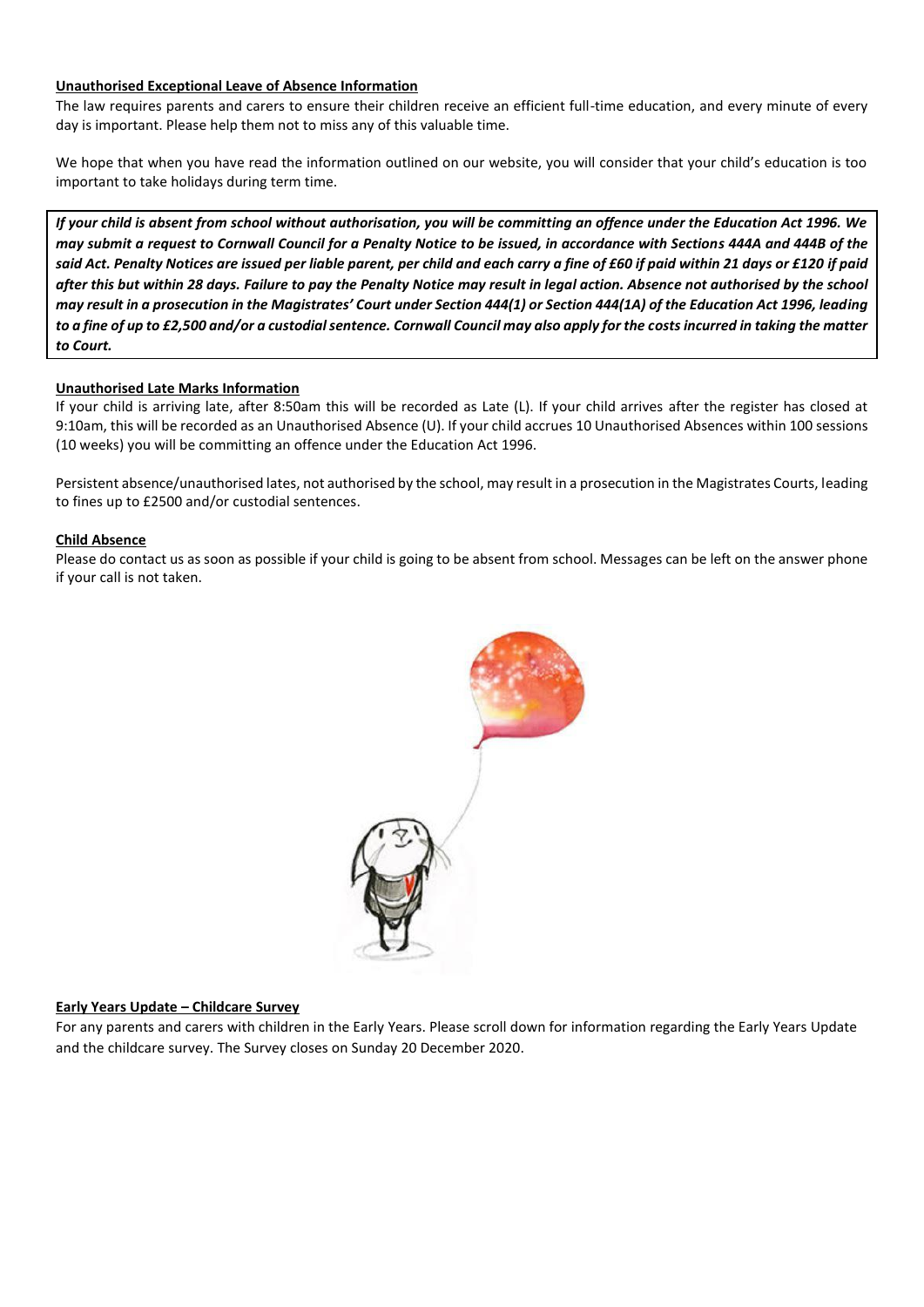**Unauthorised Exceptional Leave of Absence Information**

The law requires parents and carers to ensure their children receive an efficient full-time education, and every minute of every day is important. Please help them not to miss any of this valuable time.

We hope that when you have read the information outlined on our website, you will consider that your child's education is too important to take holidays during term time.

***If your child is absent from school without authorisation, you will be committing an offence under the Education Act 1996. We may submit a request to Cornwall Council for a Penalty Notice to be issued, in accordance with Sections 444A and 444B of the said Act. Penalty Notices are issued per liable parent, per child and each carry a fine of £60 if paid within 21 days or £120 if paid after this but within 28 days. Failure to pay the Penalty Notice may result in legal action. Absence not authorised by the school may result in a prosecution in the Magistrates' Court under Section 444(1) or Section 444(1A) of the Education Act 1996, leading to a fine of up to £2,500 and/or a custodial sentence. Cornwall Council may also apply for the costs incurred in taking the matter to Court.***

**Unauthorised Late Marks Information**

If your child is arriving late, after 8:50am this will be recorded as Late (L). If your child arrives after the register has closed at 9:10am, this will be recorded as an Unauthorised Absence (U). If your child accrues 10 Unauthorised Absences within 100 sessions (10 weeks) you will be committing an offence under the Education Act 1996.

Persistent absence/unauthorised lates, not authorised by the school, may result in a prosecution in the Magistrates Courts, leading to fines up to £2500 and/or custodial sentences.

**Child Absence**

Please do contact us as soon as possible if your child is going to be absent from school. Messages can be left on the answer phone if your call is not taken.

**Early Years Update – Childcare Survey**

For any parents and carers with children in the Early Years. Please scroll down for information regarding the Early Years Update and the childcare survey. The Survey closes on Sunday 20 December 2020.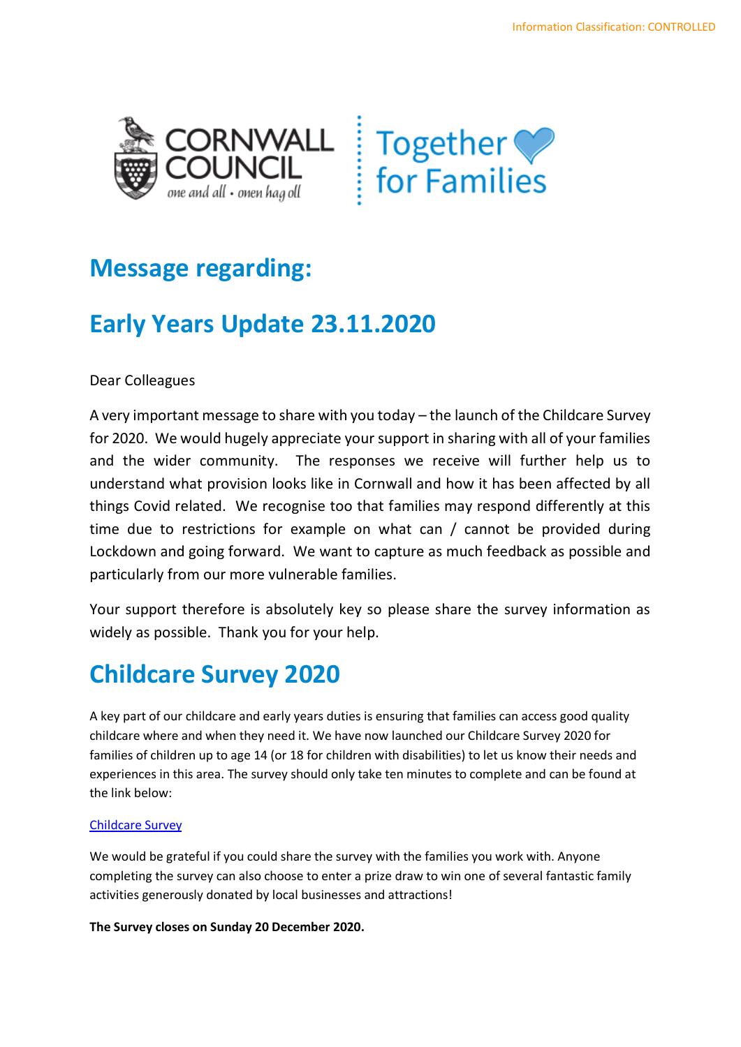## Message regarding:

## Early Years Update 23.11.2020

Dear Colleagues

A very important message to share with you today – the launch of the Childcare Survey for 2020. We would hugely appreciate your support in sharing with all of your families and the wider community. The responses we receive will further help us to understand what provision looks like in Cornwall and how it has been affected by all things Covid related. We recognise too that families may respond differently at this time due to restrictions for example on what can / cannot be provided during Lockdown and going forward. We want to capture as much feedback as possible and particularly from our more vulnerable families.

Your support therefore is absolutely key so please share the survey information as widely as possible. Thank you for your help.

# Childcare Survey 2020

A key part of our childcare and early years duties is ensuring that families can access good quality childcare where and when they need it. We have now launched our Childcare Survey 2020 for families of children up to age 14 (or 18 for children with disabilities) to let us know their needs and experiences in this area. The survey should only take ten minutes to complete and can be found at the link below:

Childcare Survey

We would be grateful if you could share the survey with the families you work with. Anyone completing the survey can also choose to enter a prize draw to win one of several fantastic family activities generously donated by local businesses and attractions!

**The Survey closes on Sunday 20 December 2020.**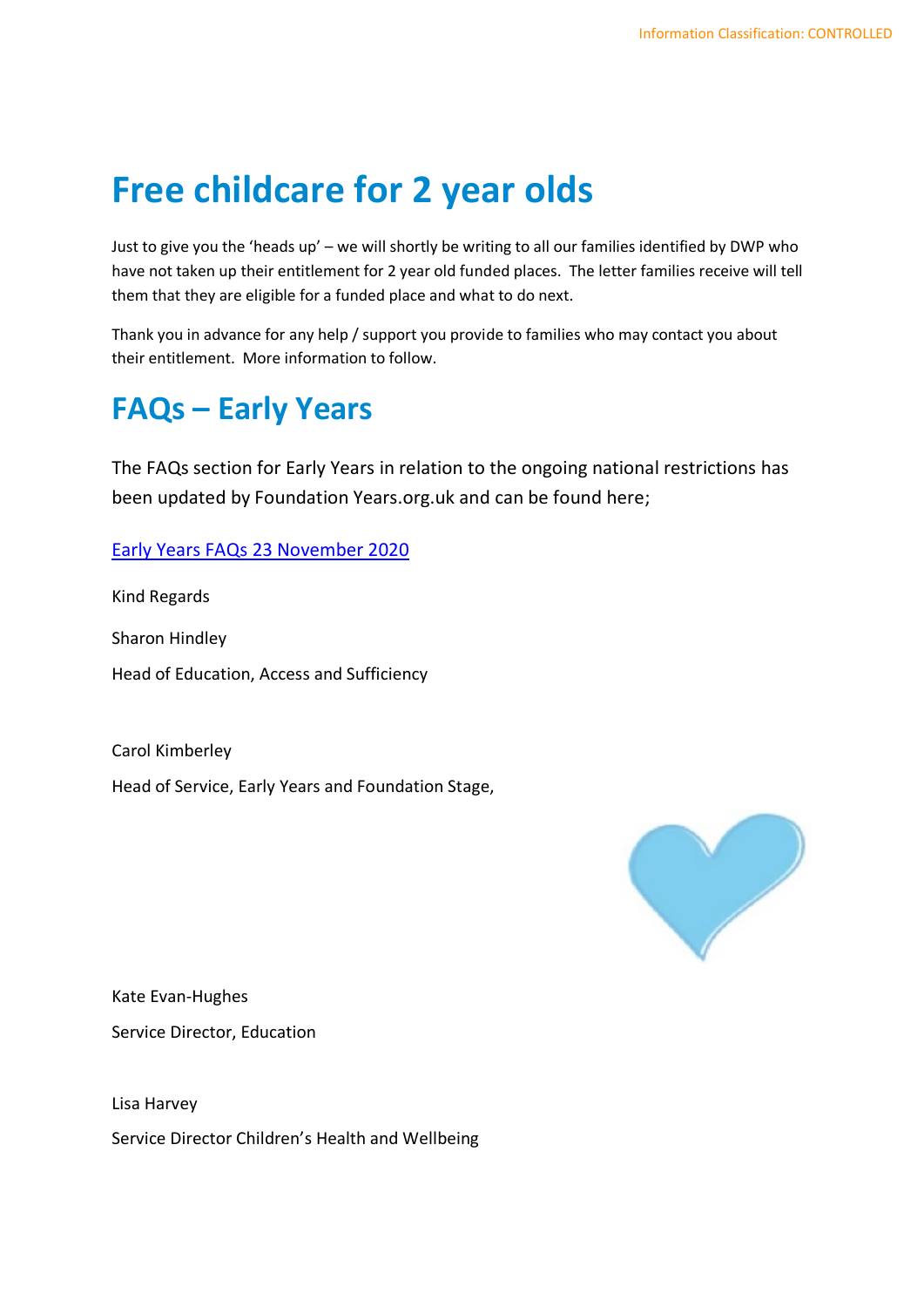# Free childcare for 2 year olds

Just to give you the 'heads up' – we will shortly be writing to all our families identified by DWP who have not taken up their entitlement for 2 year old funded places. The letter families receive will tell them that they are eligible for a funded place and what to do next.

Thank you in advance for any help / support you provide to families who may contact you about their entitlement. More information to follow.

# FAQs – Early Years

The FAQs section for Early Years in relation to the ongoing national restrictions has been updated by Foundation Years.org.uk and can be found here;

Early Years FAQs 23 November 2020

Kind Regards

Sharon Hindley

Head of Education, Access and Sufficiency

Carol Kimberley

Head of Service, Early Years and Foundation Stage,

Kate Evan-Hughes

Service Director, Education

Lisa Harvey

Service Director Children's Health and Wellbeing